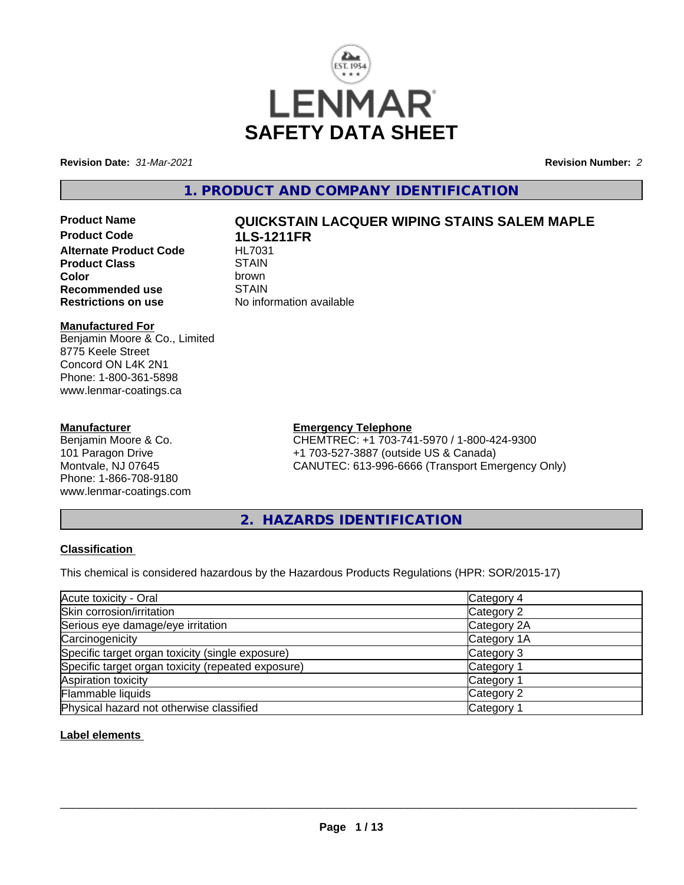# LENMAR SAFETY DATA SHEET

**Revision Date:** *31-Mar-2021* **Revision Number:** *2*

## 1. PRODUCT AND COMPANY IDENTIFICATION

| | |
|---|---|
| **Product Name** | **QUICKSTAIN LACQUER WIPING STAINS SALEM MAPLE** |
| **Product Code** | **1LS-1211FR** |
| **Alternate Product Code** | HL7031 |
| **Product Class** | STAIN |
| **Color** | brown |
| **Recommended use** | STAIN |
| **Restrictions on use** | No information available |

**Manufactured For**
Benjamin Moore & Co., Limited
8775 Keele Street
Concord ON L4K 2N1
Phone: 1-800-361-5898
www.lenmar-coatings.ca

**Manufacturer**
Benjamin Moore & Co.
101 Paragon Drive
Montvale, NJ 07645
Phone: 1-866-708-9180
www.lenmar-coatings.com

**Emergency Telephone**
CHEMTREC: +1 703-741-5970 / 1-800-424-9300
+1 703-527-3887 (outside US & Canada)
CANUTEC: 613-996-6666 (Transport Emergency Only)

## 2. HAZARDS IDENTIFICATION

**Classification**

This chemical is considered hazardous by the Hazardous Products Regulations (HPR: SOR/2015-17)

| | |
|---|---|
| Acute toxicity - Oral | Category 4 |
| Skin corrosion/irritation | Category 2 |
| Serious eye damage/eye irritation | Category 2A |
| Carcinogenicity | Category 1A |
| Specific target organ toxicity (single exposure) | Category 3 |
| Specific target organ toxicity (repeated exposure) | Category 1 |
| Aspiration toxicity | Category 1 |
| Flammable liquids | Category 2 |
| Physical hazard not otherwise classified | Category 1 |

**Label elements**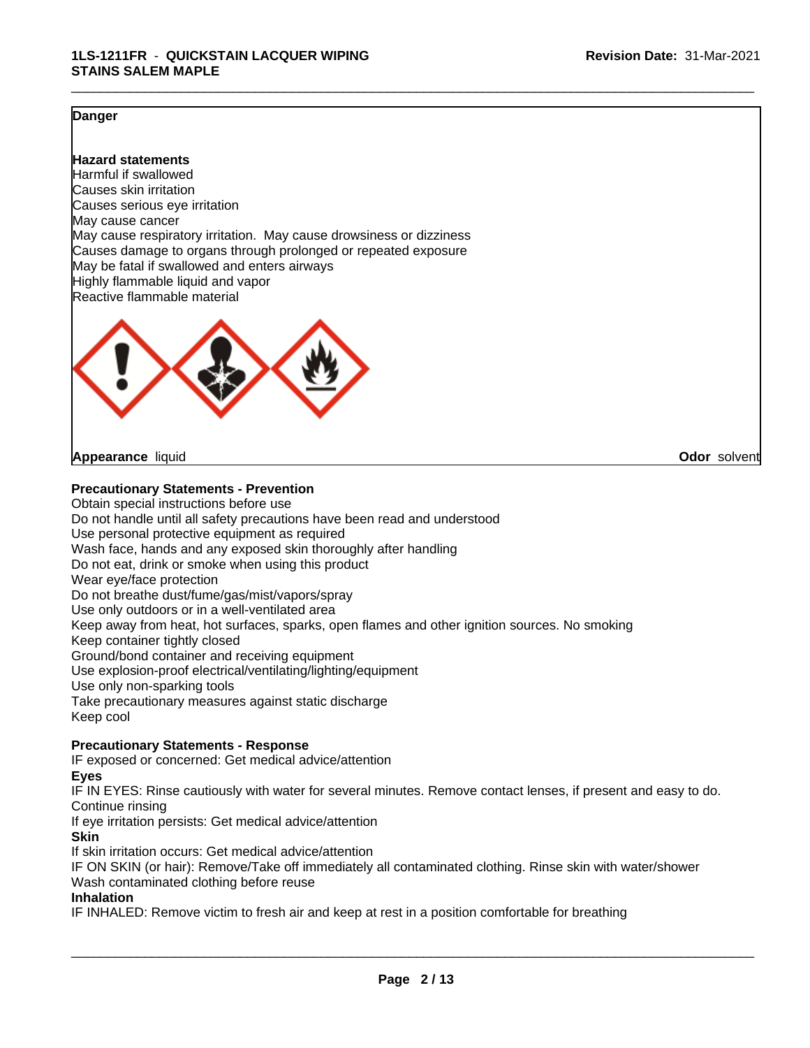**Danger**

**Hazard statements**

Harmful if swallowed
Causes skin irritation
Causes serious eye irritation
May cause cancer
May cause respiratory irritation. May cause drowsiness or dizziness
Causes damage to organs through prolonged or repeated exposure
May be fatal if swallowed and enters airways
Highly flammable liquid and vapor
Reactive flammable material

**Appearance** liquid **Odor** solvent

**Precautionary Statements - Prevention**

Obtain special instructions before use
Do not handle until all safety precautions have been read and understood
Use personal protective equipment as required
Wash face, hands and any exposed skin thoroughly after handling
Do not eat, drink or smoke when using this product
Wear eye/face protection
Do not breathe dust/fume/gas/mist/vapors/spray
Use only outdoors or in a well-ventilated area
Keep away from heat, hot surfaces, sparks, open flames and other ignition sources. No smoking
Keep container tightly closed
Ground/bond container and receiving equipment
Use explosion-proof electrical/ventilating/lighting/equipment
Use only non-sparking tools
Take precautionary measures against static discharge
Keep cool

**Precautionary Statements - Response**

IF exposed or concerned: Get medical advice/attention

**Eyes**

IF IN EYES: Rinse cautiously with water for several minutes. Remove contact lenses, if present and easy to do. Continue rinsing
If eye irritation persists: Get medical advice/attention

**Skin**

If skin irritation occurs: Get medical advice/attention
IF ON SKIN (or hair): Remove/Take off immediately all contaminated clothing. Rinse skin with water/shower
Wash contaminated clothing before reuse

**Inhalation**

IF INHALED: Remove victim to fresh air and keep at rest in a position comfortable for breathing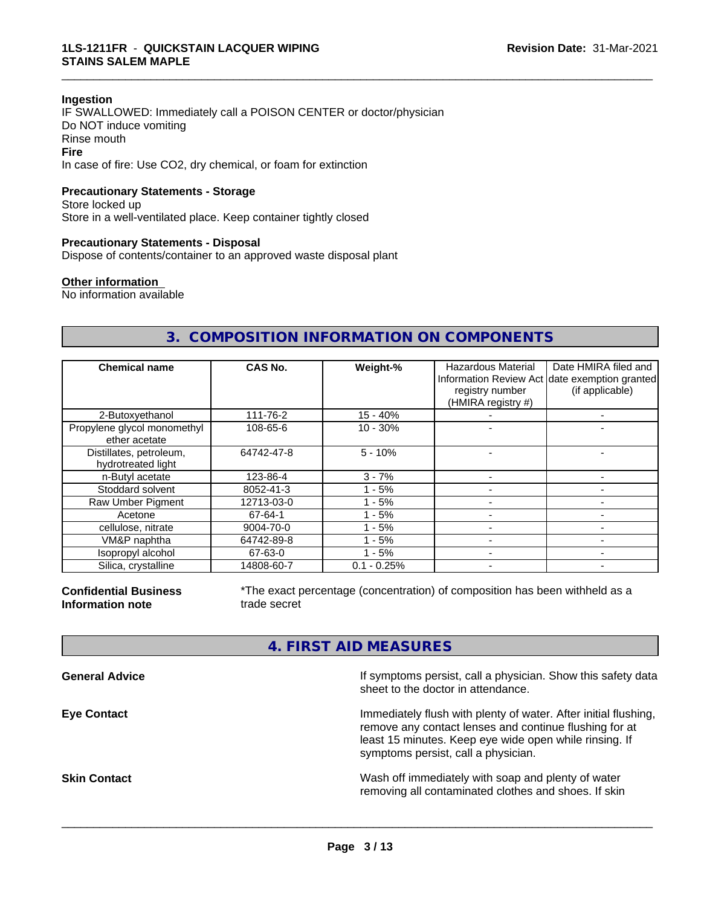**Ingestion**
IF SWALLOWED: Immediately call a POISON CENTER or doctor/physician
Do NOT induce vomiting
Rinse mouth
**Fire**
In case of fire: Use CO2, dry chemical, or foam for extinction

**Precautionary Statements - Storage**
Store locked up
Store in a well-ventilated place. Keep container tightly closed

**Precautionary Statements - Disposal**
Dispose of contents/container to an approved waste disposal plant

**Other information**
No information available

## 3. COMPOSITION INFORMATION ON COMPONENTS

| Chemical name | CAS No. | Weight-% | Hazardous Material Information Review Act registry number (HMIRA registry #) | Date HMIRA filed and date exemption granted (if applicable) |
|---|---|---|---|---|
| 2-Butoxyethanol | 111-76-2 | 15 - 40% | - | - |
| Propylene glycol monomethyl ether acetate | 108-65-6 | 10 - 30% | - | - |
| Distillates, petroleum, hydrotreated light | 64742-47-8 | 5 - 10% | - | - |
| n-Butyl acetate | 123-86-4 | 3 - 7% | - | - |
| Stoddard solvent | 8052-41-3 | 1 - 5% | - | - |
| Raw Umber Pigment | 12713-03-0 | 1 - 5% | - | - |
| Acetone | 67-64-1 | 1 - 5% | - | - |
| cellulose, nitrate | 9004-70-0 | 1 - 5% | - | - |
| VM&P naphtha | 64742-89-8 | 1 - 5% | - | - |
| Isopropyl alcohol | 67-63-0 | 1 - 5% | - | - |
| Silica, crystalline | 14808-60-7 | 0.1 - 0.25% | - | - |

**Confidential Business Information note**
*The exact percentage (concentration) of composition has been withheld as a trade secret

## 4. FIRST AID MEASURES

**General Advice**
If symptoms persist, call a physician. Show this safety data sheet to the doctor in attendance.

**Eye Contact**
Immediately flush with plenty of water. After initial flushing, remove any contact lenses and continue flushing for at least 15 minutes. Keep eye wide open while rinsing. If symptoms persist, call a physician.

**Skin Contact**
Wash off immediately with soap and plenty of water removing all contaminated clothes and shoes. If skin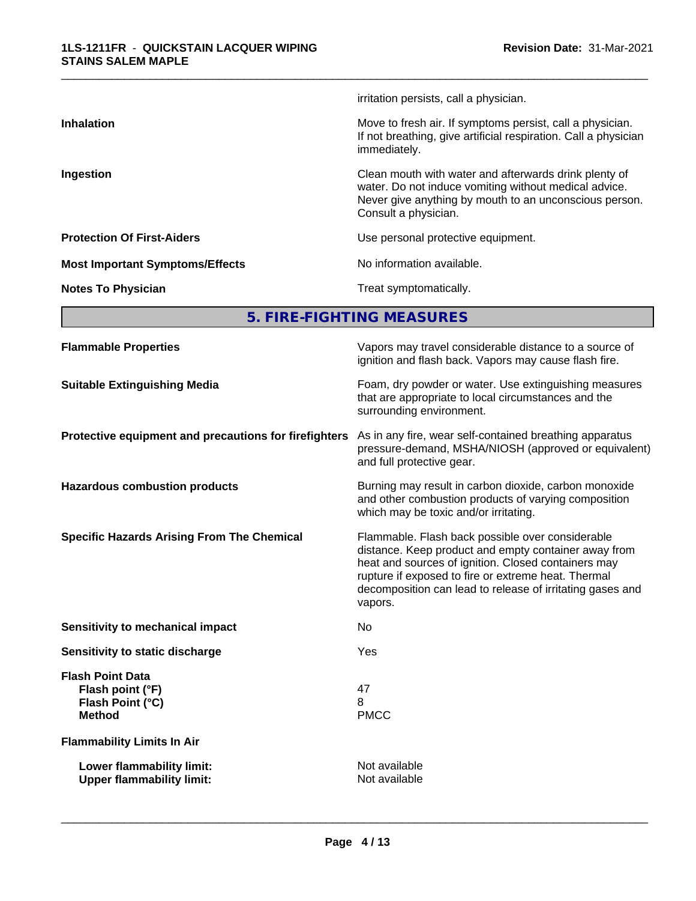irritation persists, call a physician.

| | |
|---|---|
| **Inhalation** | Move to fresh air. If symptoms persist, call a physician. If not breathing, give artificial respiration. Call a physician immediately. |
| **Ingestion** | Clean mouth with water and afterwards drink plenty of water. Do not induce vomiting without medical advice. Never give anything by mouth to an unconscious person. Consult a physician. |
| **Protection Of First-Aiders** | Use personal protective equipment. |
| **Most Important Symptoms/Effects** | No information available. |
| **Notes To Physician** | Treat symptomatically. |

## 5. FIRE-FIGHTING MEASURES

| | |
|---|---|
| **Flammable Properties** | Vapors may travel considerable distance to a source of ignition and flash back. Vapors may cause flash fire. |
| **Suitable Extinguishing Media** | Foam, dry powder or water. Use extinguishing measures that are appropriate to local circumstances and the surrounding environment. |
| **Protective equipment and precautions for firefighters** | As in any fire, wear self-contained breathing apparatus pressure-demand, MSHA/NIOSH (approved or equivalent) and full protective gear. |
| **Hazardous combustion products** | Burning may result in carbon dioxide, carbon monoxide and other combustion products of varying composition which may be toxic and/or irritating. |
| **Specific Hazards Arising From The Chemical** | Flammable. Flash back possible over considerable distance. Keep product and empty container away from heat and sources of ignition. Closed containers may rupture if exposed to fire or extreme heat. Thermal decomposition can lead to release of irritating gases and vapors. |
| **Sensitivity to mechanical impact** | No |
| **Sensitivity to static discharge** | Yes |

**Flash Point Data**

| | |
|---|---|
| **Flash point (°F)** | 47 |
| **Flash Point (°C)** | 8 |
| **Method** | PMCC |

**Flammability Limits In Air**

| | |
|---|---|
| **Lower flammability limit:** | Not available |
| **Upper flammability limit:** | Not available |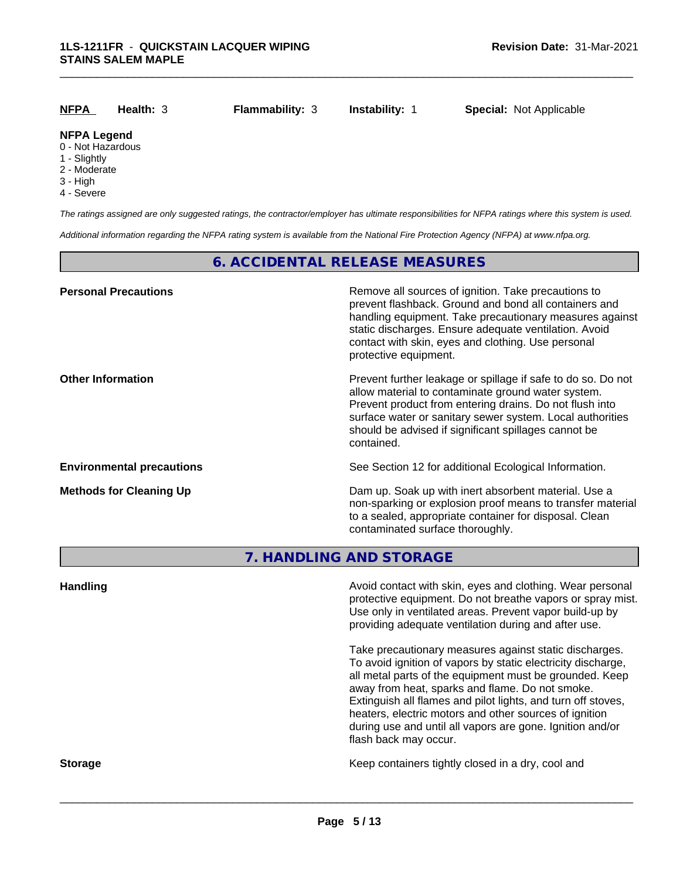| NFPA | Health: 3 | Flammability: 3 | Instability: 1 | Special: Not Applicable |
|---|---|---|---|---|

**NFPA Legend**
0 - Not Hazardous
1 - Slightly
2 - Moderate
3 - High
4 - Severe

*The ratings assigned are only suggested ratings, the contractor/employer has ultimate responsibilities for NFPA ratings where this system is used.*

*Additional information regarding the NFPA rating system is available from the National Fire Protection Agency (NFPA) at www.nfpa.org.*

## 6. ACCIDENTAL RELEASE MEASURES

**Personal Precautions**

Remove all sources of ignition. Take precautions to prevent flashback. Ground and bond all containers and handling equipment. Take precautionary measures against static discharges. Ensure adequate ventilation. Avoid contact with skin, eyes and clothing. Use personal protective equipment.

**Other Information**

Prevent further leakage or spillage if safe to do so. Do not allow material to contaminate ground water system. Prevent product from entering drains. Do not flush into surface water or sanitary sewer system. Local authorities should be advised if significant spillages cannot be contained.

**Environmental precautions**

See Section 12 for additional Ecological Information.

**Methods for Cleaning Up**

Dam up. Soak up with inert absorbent material. Use a non-sparking or explosion proof means to transfer material to a sealed, appropriate container for disposal. Clean contaminated surface thoroughly.

## 7. HANDLING AND STORAGE

**Handling**

Avoid contact with skin, eyes and clothing. Wear personal protective equipment. Do not breathe vapors or spray mist. Use only in ventilated areas. Prevent vapor build-up by providing adequate ventilation during and after use.

Take precautionary measures against static discharges. To avoid ignition of vapors by static electricity discharge, all metal parts of the equipment must be grounded. Keep away from heat, sparks and flame. Do not smoke. Extinguish all flames and pilot lights, and turn off stoves, heaters, electric motors and other sources of ignition during use and until all vapors are gone. Ignition and/or flash back may occur.

**Storage**

Keep containers tightly closed in a dry, cool and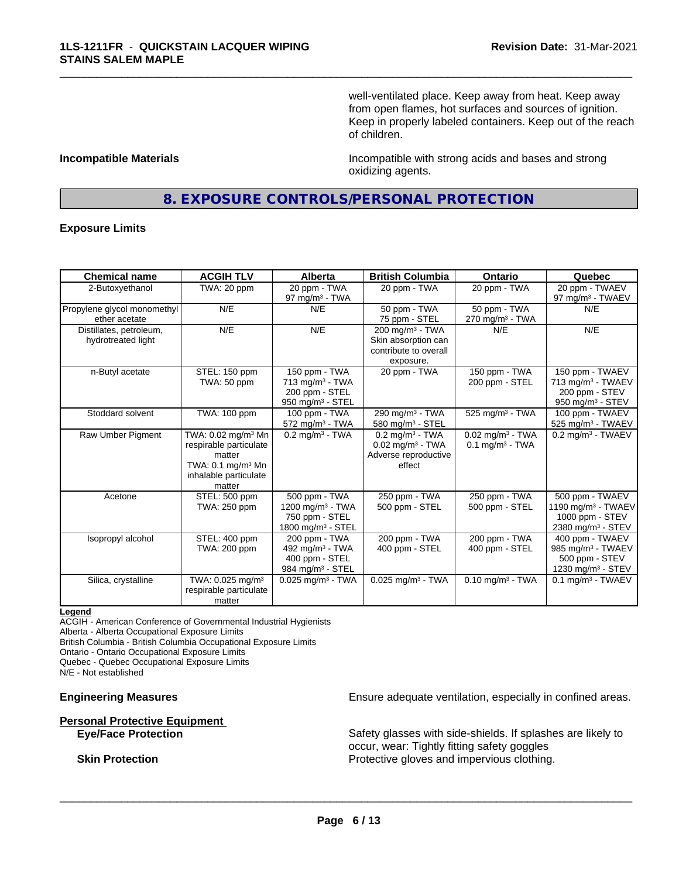well-ventilated place. Keep away from heat. Keep away from open flames, hot surfaces and sources of ignition. Keep in properly labeled containers. Keep out of the reach of children.

**Incompatible Materials** Incompatible with strong acids and bases and strong oxidizing agents.

## 8. EXPOSURE CONTROLS/PERSONAL PROTECTION

### Exposure Limits

| Chemical name | ACGIH TLV | Alberta | British Columbia | Ontario | Quebec |
|---|---|---|---|---|---|
| 2-Butoxyethanol | TWA: 20 ppm | 20 ppm - TWA<br>97 mg/m³ - TWA | 20 ppm - TWA | 20 ppm - TWA | 20 ppm - TWAEV<br>97 mg/m³ - TWAEV |
| Propylene glycol monomethyl ether acetate | N/E | N/E | 50 ppm - TWA<br>75 ppm - STEL | 50 ppm - TWA<br>270 mg/m³ - TWA | N/E |
| Distillates, petroleum, hydrotreated light | N/E | N/E | 200 mg/m³ - TWA<br>Skin absorption can contribute to overall exposure. | N/E | N/E |
| n-Butyl acetate | STEL: 150 ppm<br>TWA: 50 ppm | 150 ppm - TWA<br>713 mg/m³ - TWA<br>200 ppm - STEL<br>950 mg/m³ - STEL | 20 ppm - TWA | 150 ppm - TWA<br>200 ppm - STEL | 150 ppm - TWAEV<br>713 mg/m³ - TWAEV<br>200 ppm - STEV<br>950 mg/m³ - STEV |
| Stoddard solvent | TWA: 100 ppm | 100 ppm - TWA<br>572 mg/m³ - TWA | 290 mg/m³ - TWA<br>580 mg/m³ - STEL | 525 mg/m³ - TWA | 100 ppm - TWAEV<br>525 mg/m³ - TWAEV |
| Raw Umber Pigment | TWA: 0.02 mg/m³ Mn respirable particulate matter<br>TWA: 0.1 mg/m³ Mn inhalable particulate matter | 0.2 mg/m³ - TWA | 0.2 mg/m³ - TWA<br>0.02 mg/m³ - TWA<br>Adverse reproductive effect | 0.02 mg/m³ - TWA<br>0.1 mg/m³ - TWA | 0.2 mg/m³ - TWAEV |
| Acetone | STEL: 500 ppm<br>TWA: 250 ppm | 500 ppm - TWA<br>1200 mg/m³ - TWA<br>750 ppm - STEL<br>1800 mg/m³ - STEL | 250 ppm - TWA<br>500 ppm - STEL | 250 ppm - TWA<br>500 ppm - STEL | 500 ppm - TWAEV<br>1190 mg/m³ - TWAEV<br>1000 ppm - STEV<br>2380 mg/m³ - STEV |
| Isopropyl alcohol | STEL: 400 ppm<br>TWA: 200 ppm | 200 ppm - TWA<br>492 mg/m³ - TWA<br>400 ppm - STEL<br>984 mg/m³ - STEL | 200 ppm - TWA<br>400 ppm - STEL | 200 ppm - TWA<br>400 ppm - STEL | 400 ppm - TWAEV<br>985 mg/m³ - TWAEV<br>500 ppm - STEV<br>1230 mg/m³ - STEV |
| Silica, crystalline | TWA: 0.025 mg/m³ respirable particulate matter | 0.025 mg/m³ - TWA | 0.025 mg/m³ - TWA | 0.10 mg/m³ - TWA | 0.1 mg/m³ - TWAEV |

**Legend**

ACGIH - American Conference of Governmental Industrial Hygienists
Alberta - Alberta Occupational Exposure Limits
British Columbia - British Columbia Occupational Exposure Limits
Ontario - Ontario Occupational Exposure Limits
Quebec - Quebec Occupational Exposure Limits
N/E - Not established

**Engineering Measures** Ensure adequate ventilation, especially in confined areas.

**Personal Protective Equipment**

**Eye/Face Protection** Safety glasses with side-shields. If splashes are likely to occur, wear: Tightly fitting safety goggles

**Skin Protection** Protective gloves and impervious clothing.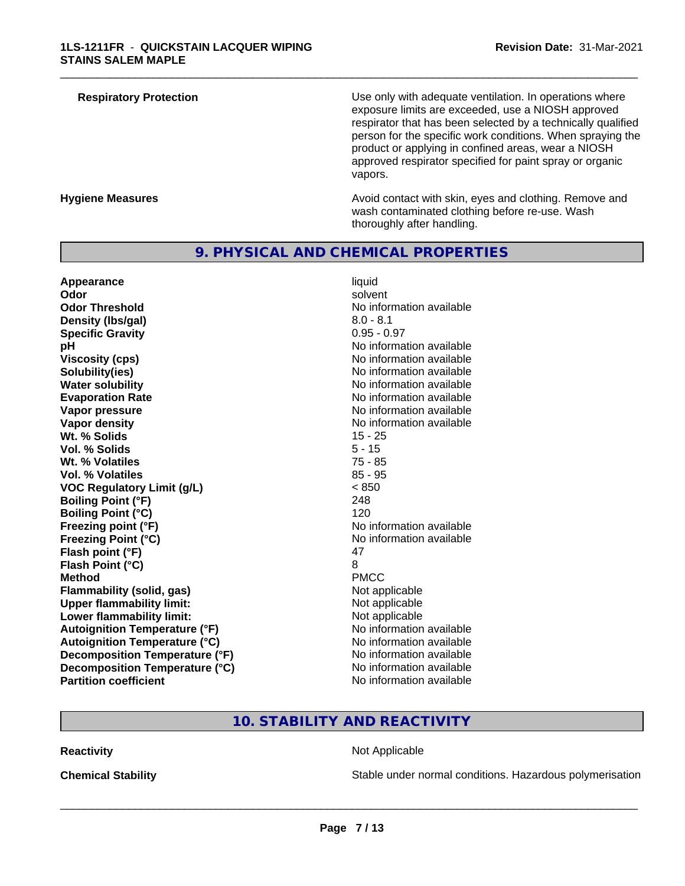| | |
|---|---|
| **Respiratory Protection** | Use only with adequate ventilation. In operations where exposure limits are exceeded, use a NIOSH approved respirator that has been selected by a technically qualified person for the specific work conditions. When spraying the product or applying in confined areas, wear a NIOSH approved respirator specified for paint spray or organic vapors. |
| **Hygiene Measures** | Avoid contact with skin, eyes and clothing. Remove and wash contaminated clothing before re-use. Wash thoroughly after handling. |

## 9. PHYSICAL AND CHEMICAL PROPERTIES

| | |
|---|---|
| **Appearance** | liquid |
| **Odor** | solvent |
| **Odor Threshold** | No information available |
| **Density (lbs/gal)** | 8.0 - 8.1 |
| **Specific Gravity** | 0.95 - 0.97 |
| **pH** | No information available |
| **Viscosity (cps)** | No information available |
| **Solubility(ies)** | No information available |
| **Water solubility** | No information available |
| **Evaporation Rate** | No information available |
| **Vapor pressure** | No information available |
| **Vapor density** | No information available |
| **Wt. % Solids** | 15 - 25 |
| **Vol. % Solids** | 5 - 15 |
| **Wt. % Volatiles** | 75 - 85 |
| **Vol. % Volatiles** | 85 - 95 |
| **VOC Regulatory Limit (g/L)** | < 850 |
| **Boiling Point (°F)** | 248 |
| **Boiling Point (°C)** | 120 |
| **Freezing point (°F)** | No information available |
| **Freezing Point (°C)** | No information available |
| **Flash point (°F)** | 47 |
| **Flash Point (°C)** | 8 |
| **Method** | PMCC |
| **Flammability (solid, gas)** | Not applicable |
| **Upper flammability limit:** | Not applicable |
| **Lower flammability limit:** | Not applicable |
| **Autoignition Temperature (°F)** | No information available |
| **Autoignition Temperature (°C)** | No information available |
| **Decomposition Temperature (°F)** | No information available |
| **Decomposition Temperature (°C)** | No information available |
| **Partition coefficient** | No information available |

## 10. STABILITY AND REACTIVITY

| | |
|---|---|
| **Reactivity** | Not Applicable |
| **Chemical Stability** | Stable under normal conditions. Hazardous polymerisation |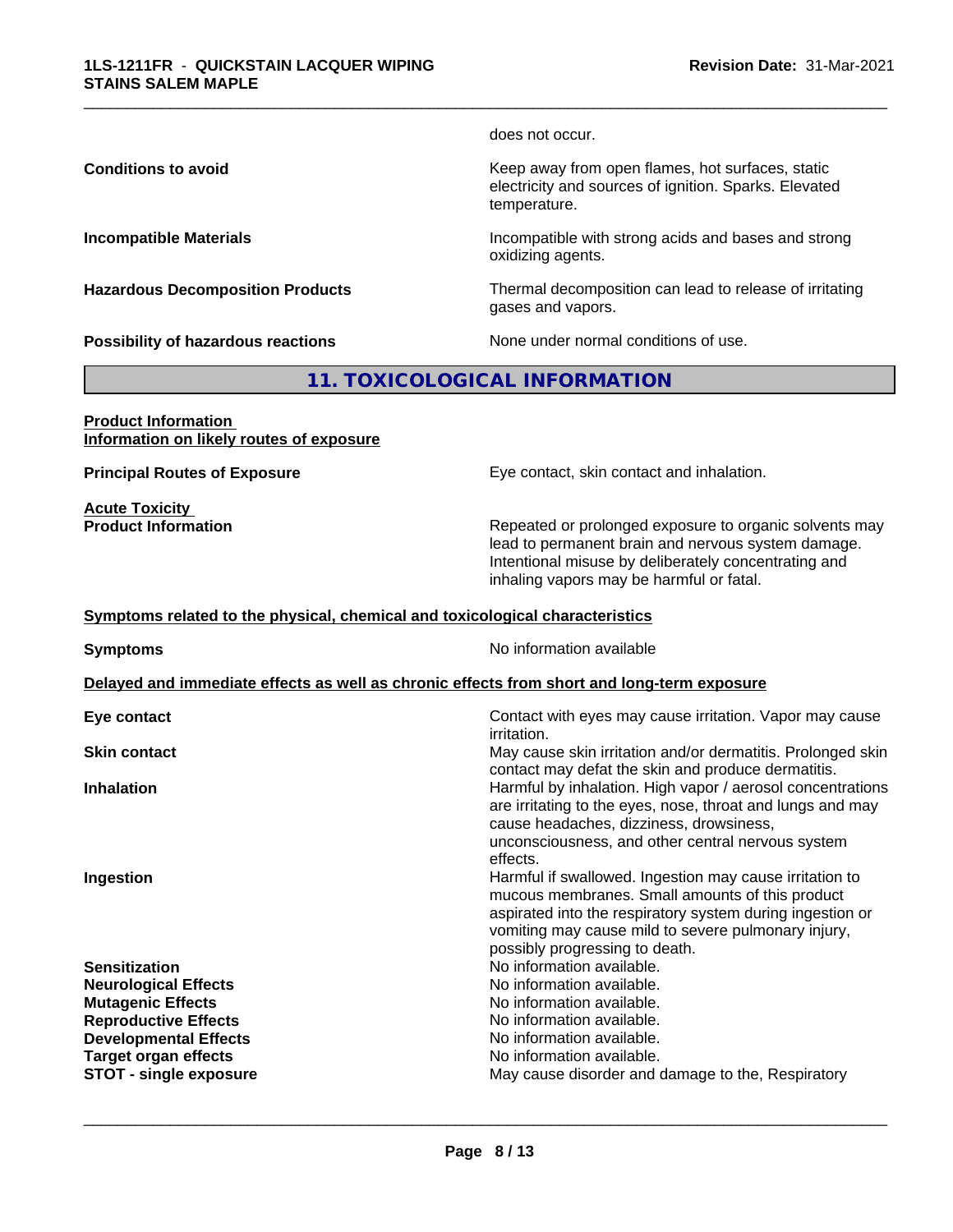does not occur.

**Conditions to avoid** Keep away from open flames, hot surfaces, static electricity and sources of ignition. Sparks. Elevated temperature.

**Incompatible Materials** Incompatible with strong acids and bases and strong oxidizing agents.

**Hazardous Decomposition Products** Thermal decomposition can lead to release of irritating gases and vapors.

**Possibility of hazardous reactions** None under normal conditions of use.

## 11. TOXICOLOGICAL INFORMATION

**Product Information**
**Information on likely routes of exposure**

**Principal Routes of Exposure** Eye contact, skin contact and inhalation.

**Acute Toxicity**
**Product Information** Repeated or prolonged exposure to organic solvents may lead to permanent brain and nervous system damage. Intentional misuse by deliberately concentrating and inhaling vapors may be harmful or fatal.

**Symptoms related to the physical, chemical and toxicological characteristics**

**Symptoms** No information available

**Delayed and immediate effects as well as chronic effects from short and long-term exposure**

**Eye contact** Contact with eyes may cause irritation. Vapor may cause irritation.

**Skin contact** May cause skin irritation and/or dermatitis. Prolonged skin contact may defat the skin and produce dermatitis.

**Inhalation** Harmful by inhalation. High vapor / aerosol concentrations are irritating to the eyes, nose, throat and lungs and may cause headaches, dizziness, drowsiness, unconsciousness, and other central nervous system effects.

**Ingestion** Harmful if swallowed. Ingestion may cause irritation to mucous membranes. Small amounts of this product aspirated into the respiratory system during ingestion or vomiting may cause mild to severe pulmonary injury, possibly progressing to death.

**Sensitization** No information available.
**Neurological Effects** No information available.
**Mutagenic Effects** No information available.
**Reproductive Effects** No information available.
**Developmental Effects** No information available.
**Target organ effects** No information available.
**STOT - single exposure** May cause disorder and damage to the, Respiratory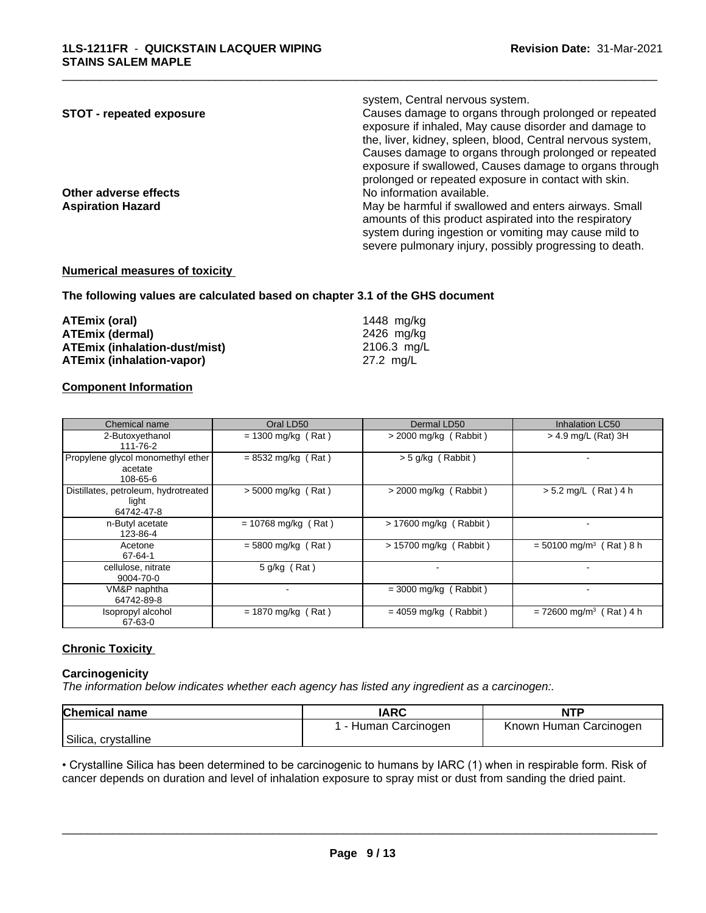system, Central nervous system.

**STOT - repeated exposure** Causes damage to organs through prolonged or repeated exposure if inhaled, May cause disorder and damage to the, liver, kidney, spleen, blood, Central nervous system, Causes damage to organs through prolonged or repeated exposure if swallowed, Causes damage to organs through prolonged or repeated exposure in contact with skin.

**Other adverse effects** No information available.

**Aspiration Hazard** May be harmful if swallowed and enters airways. Small amounts of this product aspirated into the respiratory system during ingestion or vomiting may cause mild to severe pulmonary injury, possibly progressing to death.

**Numerical measures of toxicity**

**The following values are calculated based on chapter 3.1 of the GHS document**

| | |
|---|---|
| **ATEmix (oral)** | 1448 mg/kg |
| **ATEmix (dermal)** | 2426 mg/kg |
| **ATEmix (inhalation-dust/mist)** | 2106.3 mg/L |
| **ATEmix (inhalation-vapor)** | 27.2 mg/L |

**Component Information**

| Chemical name | Oral LD50 | Dermal LD50 | Inhalation LC50 |
|---|---|---|---|
| 2-Butoxyethanol 111-76-2 | = 1300 mg/kg ( Rat ) | > 2000 mg/kg ( Rabbit ) | > 4.9 mg/L (Rat) 3H |
| Propylene glycol monomethyl ether acetate 108-65-6 | = 8532 mg/kg ( Rat ) | > 5 g/kg ( Rabbit ) | - |
| Distillates, petroleum, hydrotreated light 64742-47-8 | > 5000 mg/kg ( Rat ) | > 2000 mg/kg ( Rabbit ) | > 5.2 mg/L ( Rat ) 4 h |
| n-Butyl acetate 123-86-4 | = 10768 mg/kg ( Rat ) | > 17600 mg/kg ( Rabbit ) | - |
| Acetone 67-64-1 | = 5800 mg/kg ( Rat ) | > 15700 mg/kg ( Rabbit ) | = 50100 mg/m³ ( Rat ) 8 h |
| cellulose, nitrate 9004-70-0 | 5 g/kg ( Rat ) | - | - |
| VM&P naphtha 64742-89-8 | - | = 3000 mg/kg ( Rabbit ) | - |
| Isopropyl alcohol 67-63-0 | = 1870 mg/kg ( Rat ) | = 4059 mg/kg ( Rabbit ) | = 72600 mg/m³ ( Rat ) 4 h |

**Chronic Toxicity**

**Carcinogenicity**

*The information below indicates whether each agency has listed any ingredient as a carcinogen:.*

| Chemical name | IARC | NTP |
|---|---|---|
| Silica, crystalline | 1 - Human Carcinogen | Known Human Carcinogen |

• Crystalline Silica has been determined to be carcinogenic to humans by IARC (1) when in respirable form. Risk of cancer depends on duration and level of inhalation exposure to spray mist or dust from sanding the dried paint.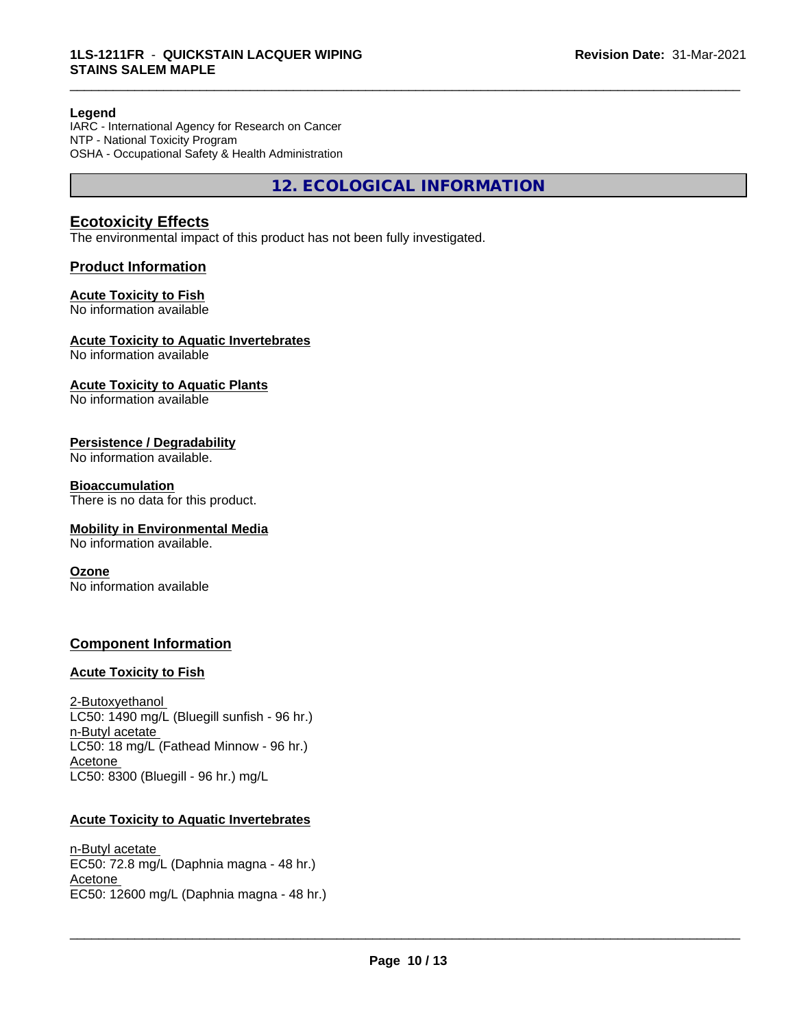**Legend**
IARC - International Agency for Research on Cancer
NTP - National Toxicity Program
OSHA - Occupational Safety & Health Administration

## 12. ECOLOGICAL INFORMATION

### Ecotoxicity Effects

The environmental impact of this product has not been fully investigated.

### Product Information

**Acute Toxicity to Fish**
No information available

**Acute Toxicity to Aquatic Invertebrates**
No information available

**Acute Toxicity to Aquatic Plants**
No information available

**Persistence / Degradability**
No information available.

**Bioaccumulation**
There is no data for this product.

**Mobility in Environmental Media**
No information available.

**Ozone**
No information available

### Component Information

**Acute Toxicity to Fish**

2-Butoxyethanol
LC50: 1490 mg/L (Bluegill sunfish - 96 hr.)
n-Butyl acetate
LC50: 18 mg/L (Fathead Minnow - 96 hr.)
Acetone
LC50: 8300 (Bluegill - 96 hr.) mg/L

**Acute Toxicity to Aquatic Invertebrates**

n-Butyl acetate
EC50: 72.8 mg/L (Daphnia magna - 48 hr.)
Acetone
EC50: 12600 mg/L (Daphnia magna - 48 hr.)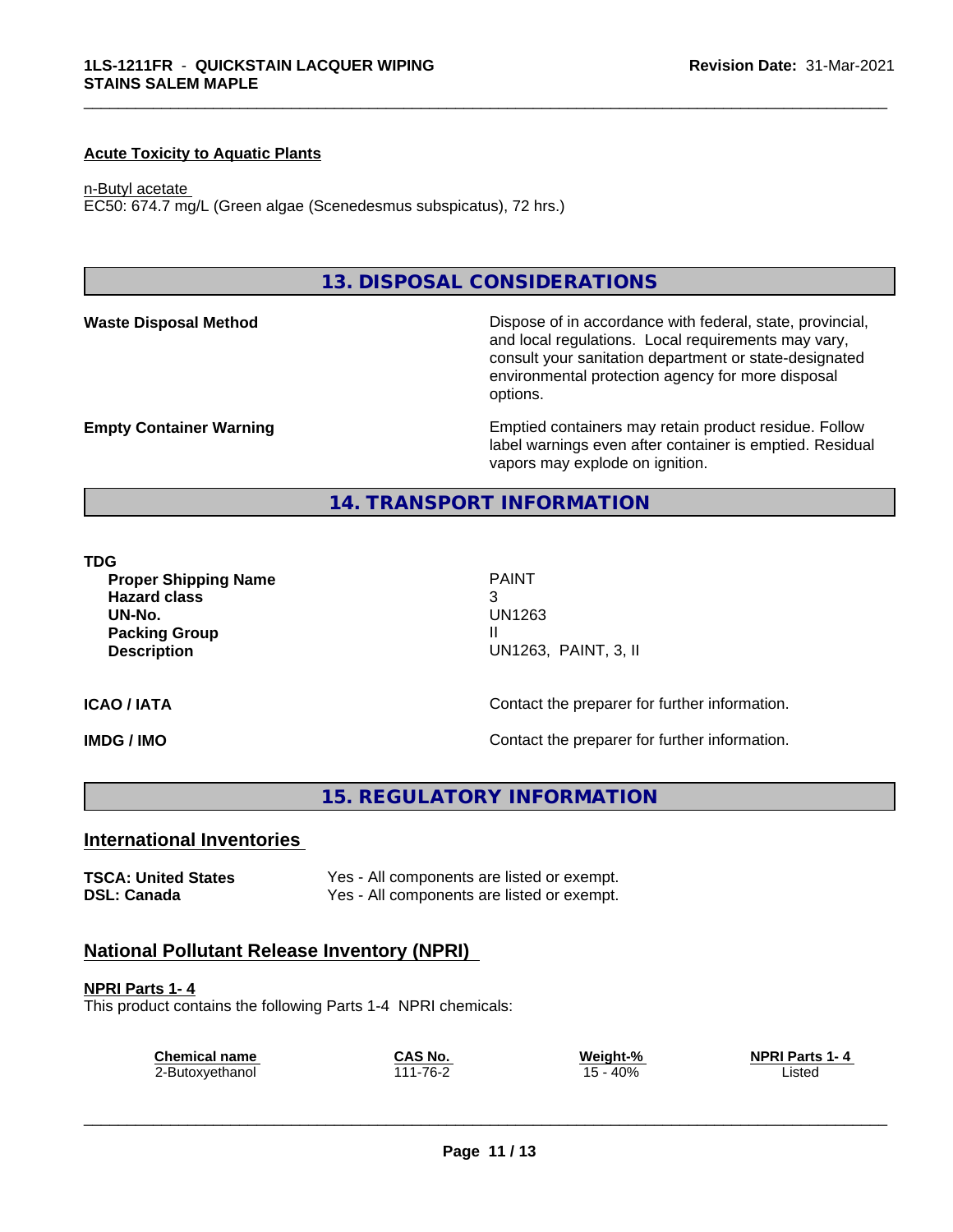**Acute Toxicity to Aquatic Plants**

n-Butyl acetate
EC50: 674.7 mg/L (Green algae (Scenedesmus subspicatus), 72 hrs.)

## 13. DISPOSAL CONSIDERATIONS

| | |
|---|---|
| **Waste Disposal Method** | Dispose of in accordance with federal, state, provincial, and local regulations. Local requirements may vary, consult your sanitation department or state-designated environmental protection agency for more disposal options. |
| **Empty Container Warning** | Emptied containers may retain product residue. Follow label warnings even after container is emptied. Residual vapors may explode on ignition. |

## 14. TRANSPORT INFORMATION

**TDG**

| | |
|---|---|
| **Proper Shipping Name** | PAINT |
| **Hazard class** | 3 |
| **UN-No.** | UN1263 |
| **Packing Group** | II |
| **Description** | UN1263, PAINT, 3, II |

| | |
|---|---|
| **ICAO / IATA** | Contact the preparer for further information. |
| **IMDG / IMO** | Contact the preparer for further information. |

## 15. REGULATORY INFORMATION

### International Inventories

| | |
|---|---|
| **TSCA: United States** | Yes - All components are listed or exempt. |
| **DSL: Canada** | Yes - All components are listed or exempt. |

### National Pollutant Release Inventory (NPRI)

**NPRI Parts 1- 4**
This product contains the following Parts 1-4 NPRI chemicals:

| Chemical name | CAS No. | Weight-% | NPRI Parts 1- 4 |
|---|---|---|---|
| 2-Butoxyethanol | 111-76-2 | 15 - 40% | Listed |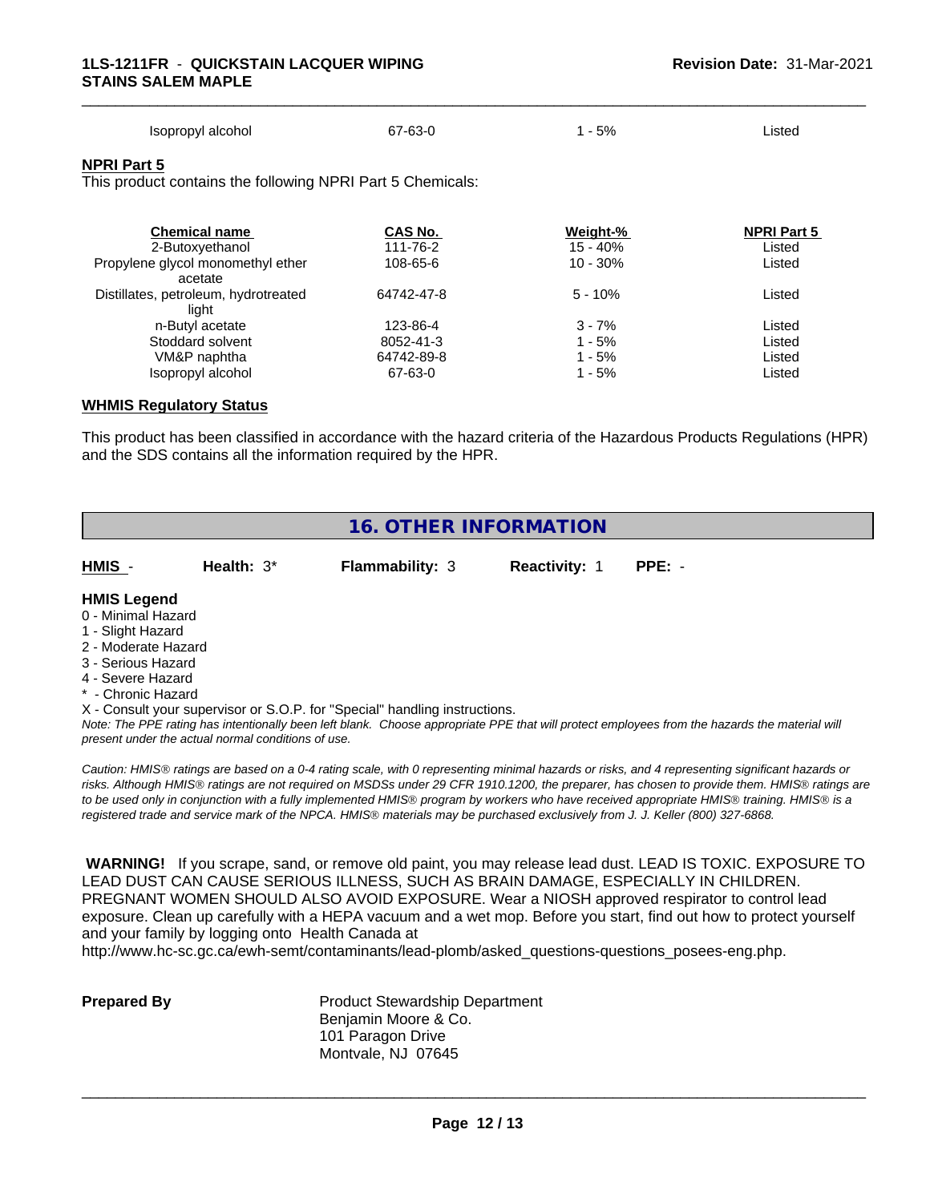| Isopropyl alcohol | 67-63-0 | 1 - 5% | Listed |
|---|---|---|---|

**NPRI Part 5**

This product contains the following NPRI Part 5 Chemicals:

| Chemical name | CAS No. | Weight-% | NPRI Part 5 |
|---|---|---|---|
| 2-Butoxyethanol | 111-76-2 | 15 - 40% | Listed |
| Propylene glycol monomethyl ether acetate | 108-65-6 | 10 - 30% | Listed |
| Distillates, petroleum, hydrotreated light | 64742-47-8 | 5 - 10% | Listed |
| n-Butyl acetate | 123-86-4 | 3 - 7% | Listed |
| Stoddard solvent | 8052-41-3 | 1 - 5% | Listed |
| VM&P naphtha | 64742-89-8 | 1 - 5% | Listed |
| Isopropyl alcohol | 67-63-0 | 1 - 5% | Listed |

**WHMIS Regulatory Status**

This product has been classified in accordance with the hazard criteria of the Hazardous Products Regulations (HPR) and the SDS contains all the information required by the HPR.

## 16. OTHER INFORMATION

**HMIS** - **Health:** 3* **Flammability:** 3 **Reactivity:** 1 **PPE:** -

**HMIS Legend**

0 - Minimal Hazard
1 - Slight Hazard
2 - Moderate Hazard
3 - Serious Hazard
4 - Severe Hazard
* - Chronic Hazard
X - Consult your supervisor or S.O.P. for "Special" handling instructions.

*Note: The PPE rating has intentionally been left blank. Choose appropriate PPE that will protect employees from the hazards the material will present under the actual normal conditions of use.*

*Caution: HMIS® ratings are based on a 0-4 rating scale, with 0 representing minimal hazards or risks, and 4 representing significant hazards or risks. Although HMIS® ratings are not required on MSDSs under 29 CFR 1910.1200, the preparer, has chosen to provide them. HMIS® ratings are to be used only in conjunction with a fully implemented HMIS® program by workers who have received appropriate HMIS® training. HMIS® is a registered trade and service mark of the NPCA. HMIS® materials may be purchased exclusively from J. J. Keller (800) 327-6868.*

**WARNING!** If you scrape, sand, or remove old paint, you may release lead dust. LEAD IS TOXIC. EXPOSURE TO LEAD DUST CAN CAUSE SERIOUS ILLNESS, SUCH AS BRAIN DAMAGE, ESPECIALLY IN CHILDREN. PREGNANT WOMEN SHOULD ALSO AVOID EXPOSURE. Wear a NIOSH approved respirator to control lead exposure. Clean up carefully with a HEPA vacuum and a wet mop. Before you start, find out how to protect yourself and your family by logging onto Health Canada at http://www.hc-sc.gc.ca/ewh-semt/contaminants/lead-plomb/asked_questions-questions_posees-eng.php.

**Prepared By**

Product Stewardship Department
Benjamin Moore & Co.
101 Paragon Drive
Montvale, NJ 07645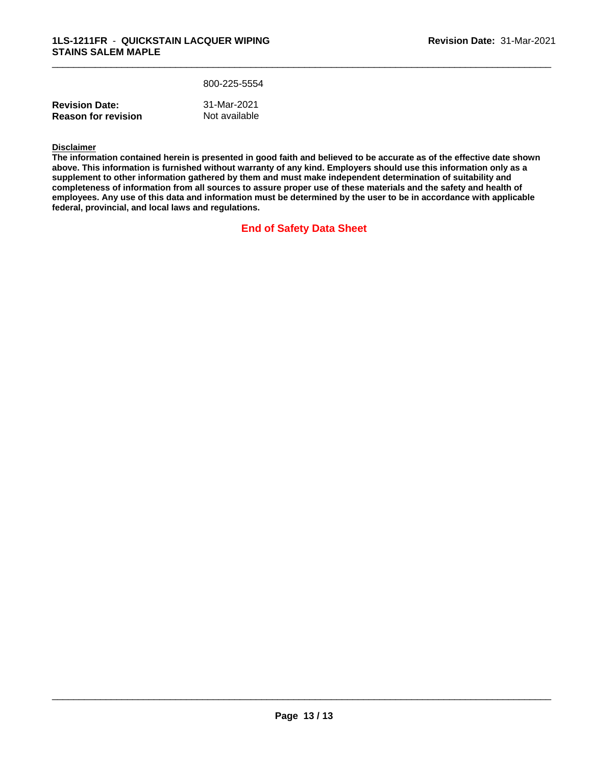800-225-5554

| | |
|---|---|
| **Revision Date:** | 31-Mar-2021 |
| **Reason for revision** | Not available |

**Disclaimer**

**The information contained herein is presented in good faith and believed to be accurate as of the effective date shown above. This information is furnished without warranty of any kind. Employers should use this information only as a supplement to other information gathered by them and must make independent determination of suitability and completeness of information from all sources to assure proper use of these materials and the safety and health of employees. Any use of this data and information must be determined by the user to be in accordance with applicable federal, provincial, and local laws and regulations.**

**End of Safety Data Sheet**